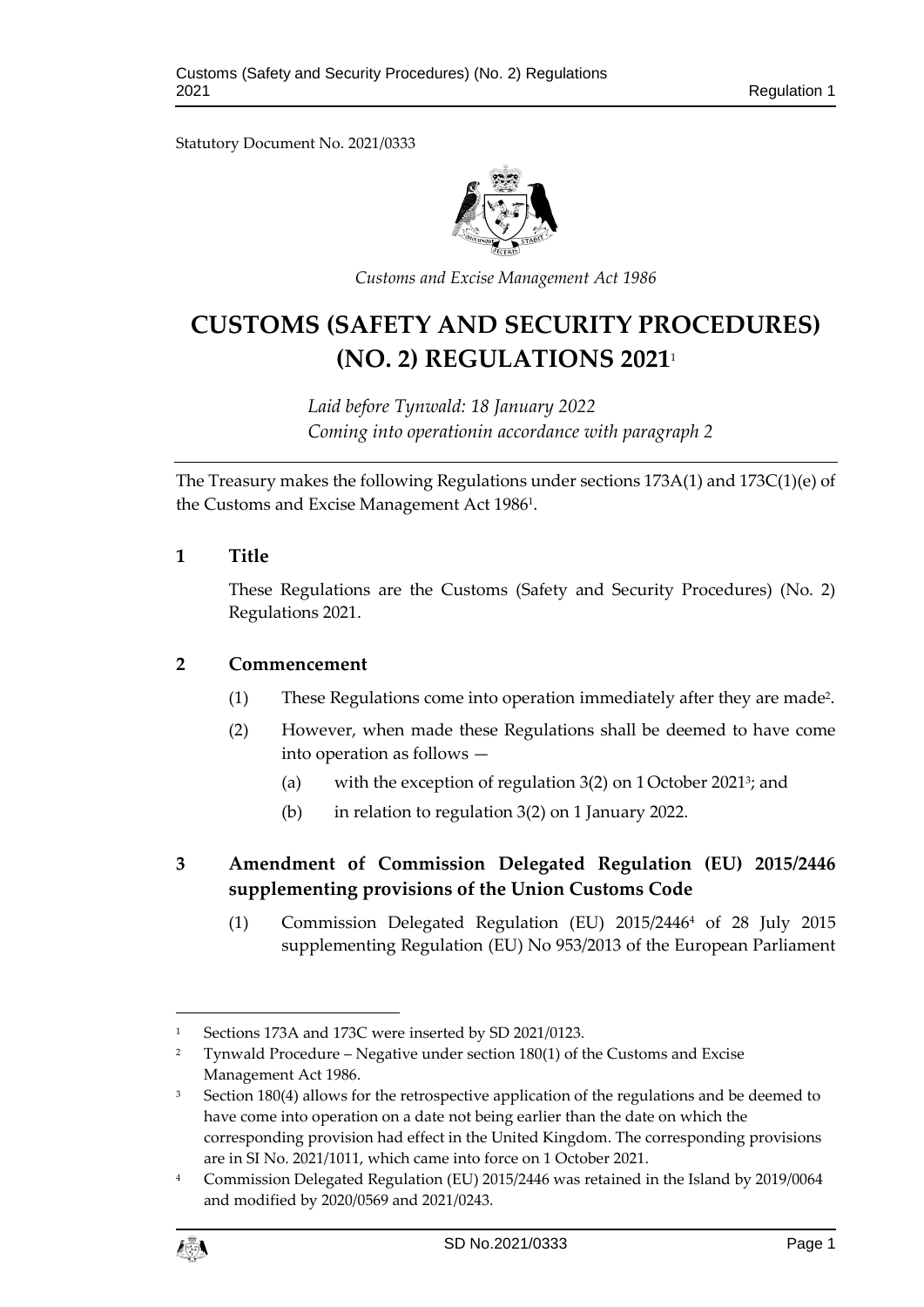Statutory Document No. 2021/0333

*Customs and Excise Management Act 1986*

# CUSTOMS (SAFETY AND SECURITY PROCEDURES) (NO. 2) REGULATIONS 2021[1]

*Laid before Tynwald: 18 January 2022*
*Coming into operationin accordance with paragraph 2*

The Treasury makes the following Regulations under sections 173A(1) and 173C(1)(e) of the Customs and Excise Management Act 1986[1].

## 1 Title

These Regulations are the Customs (Safety and Security Procedures) (No. 2) Regulations 2021.

## 2 Commencement

(1) These Regulations come into operation immediately after they are made[2].

(2) However, when made these Regulations shall be deemed to have come into operation as follows —

(a) with the exception of regulation 3(2) on 1 October 2021[3]; and

(b) in relation to regulation 3(2) on 1 January 2022.

## 3 Amendment of Commission Delegated Regulation (EU) 2015/2446 supplementing provisions of the Union Customs Code

(1) Commission Delegated Regulation (EU) 2015/2446[4] of 28 July 2015 supplementing Regulation (EU) No 953/2013 of the European Parliament

---

[1] Sections 173A and 173C were inserted by SD 2021/0123.

[2] Tynwald Procedure – Negative under section 180(1) of the Customs and Excise Management Act 1986.

[3] Section 180(4) allows for the retrospective application of the regulations and be deemed to have come into operation on a date not being earlier than the date on which the corresponding provision had effect in the United Kingdom. The corresponding provisions are in SI No. 2021/1011, which came into force on 1 October 2021.

[4] Commission Delegated Regulation (EU) 2015/2446 was retained in the Island by 2019/0064 and modified by 2020/0569 and 2021/0243.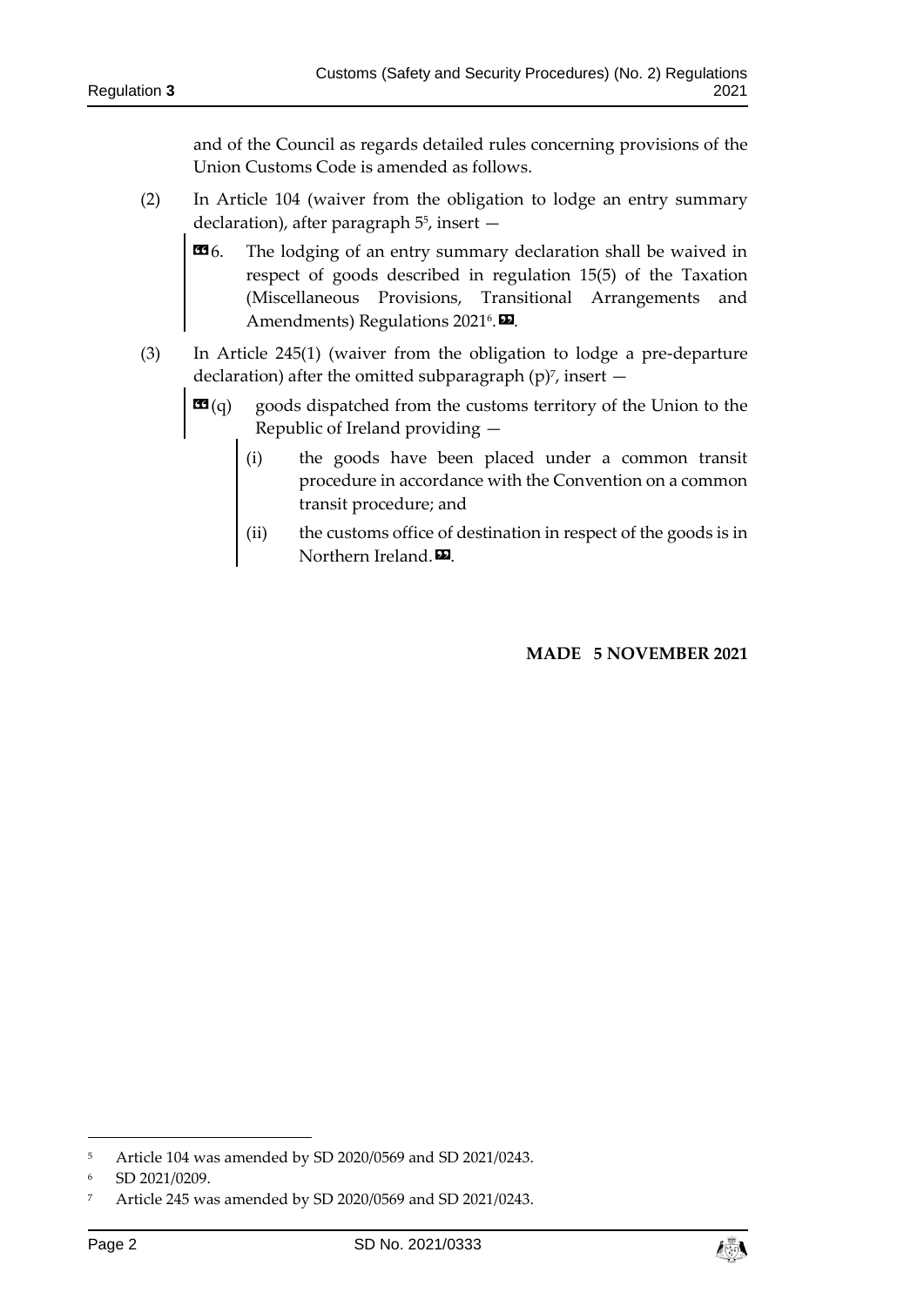and of the Council as regards detailed rules concerning provisions of the Union Customs Code is amended as follows.

(2) In Article 104 (waiver from the obligation to lodge an entry summary declaration), after paragraph 5[5], insert —

> «6. The lodging of an entry summary declaration shall be waived in respect of goods described in regulation 15(5) of the Taxation (Miscellaneous Provisions, Transitional Arrangements and Amendments) Regulations 2021[6].».

(3) In Article 245(1) (waiver from the obligation to lodge a pre-departure declaration) after the omitted subparagraph (p)[7], insert —

> «(q) goods dispatched from the customs territory of the Union to the Republic of Ireland providing —
>
> (i) the goods have been placed under a common transit procedure in accordance with the Convention on a common transit procedure; and
>
> (ii) the customs office of destination in respect of the goods is in Northern Ireland.».

**MADE 5 NOVEMBER 2021**

---

[5] Article 104 was amended by SD 2020/0569 and SD 2021/0243.

[6] SD 2021/0209.

[7] Article 245 was amended by SD 2020/0569 and SD 2021/0243.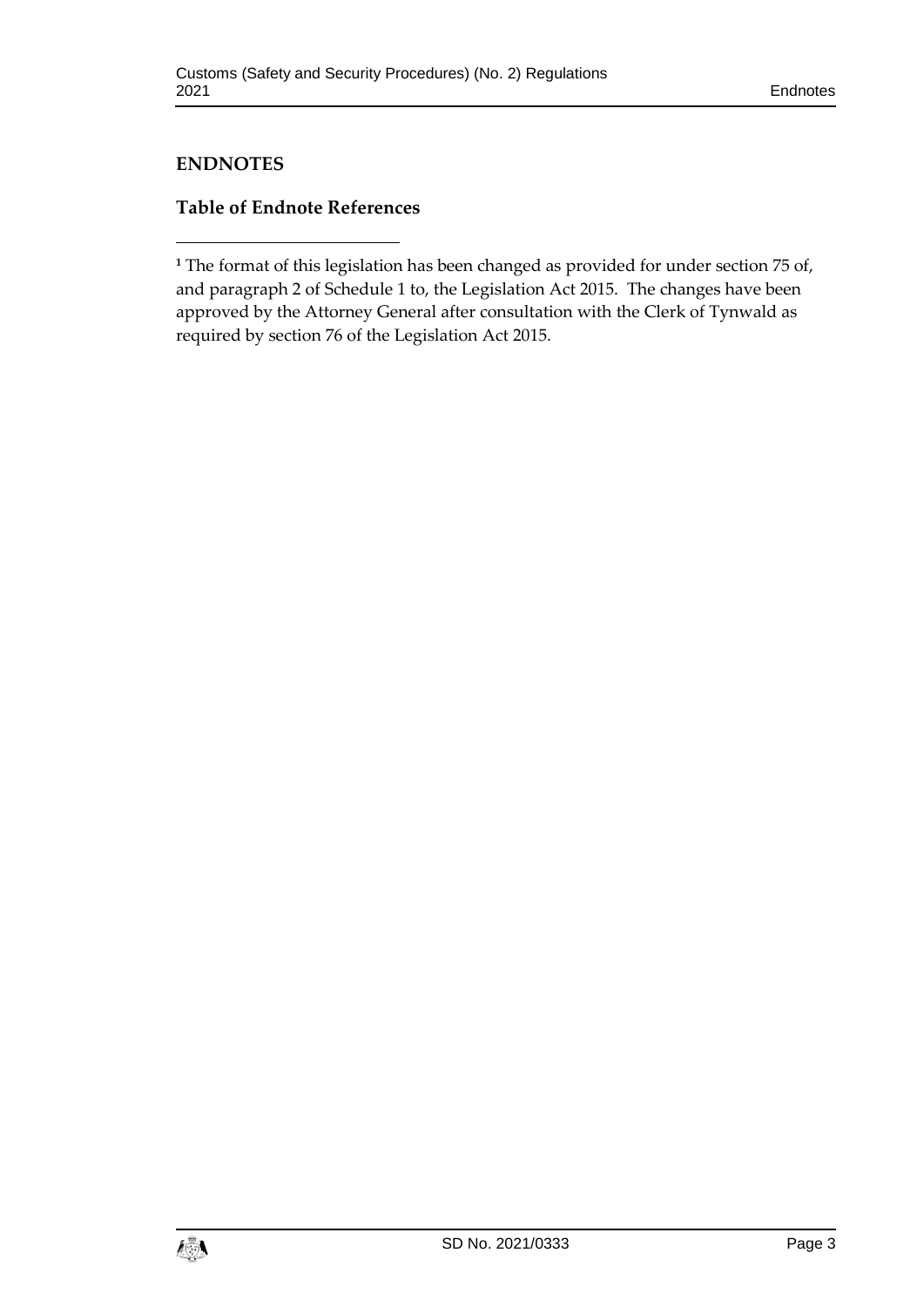## ENDNOTES

### Table of Endnote References

[1] The format of this legislation has been changed as provided for under section 75 of, and paragraph 2 of Schedule 1 to, the Legislation Act 2015. The changes have been approved by the Attorney General after consultation with the Clerk of Tynwald as required by section 76 of the Legislation Act 2015.